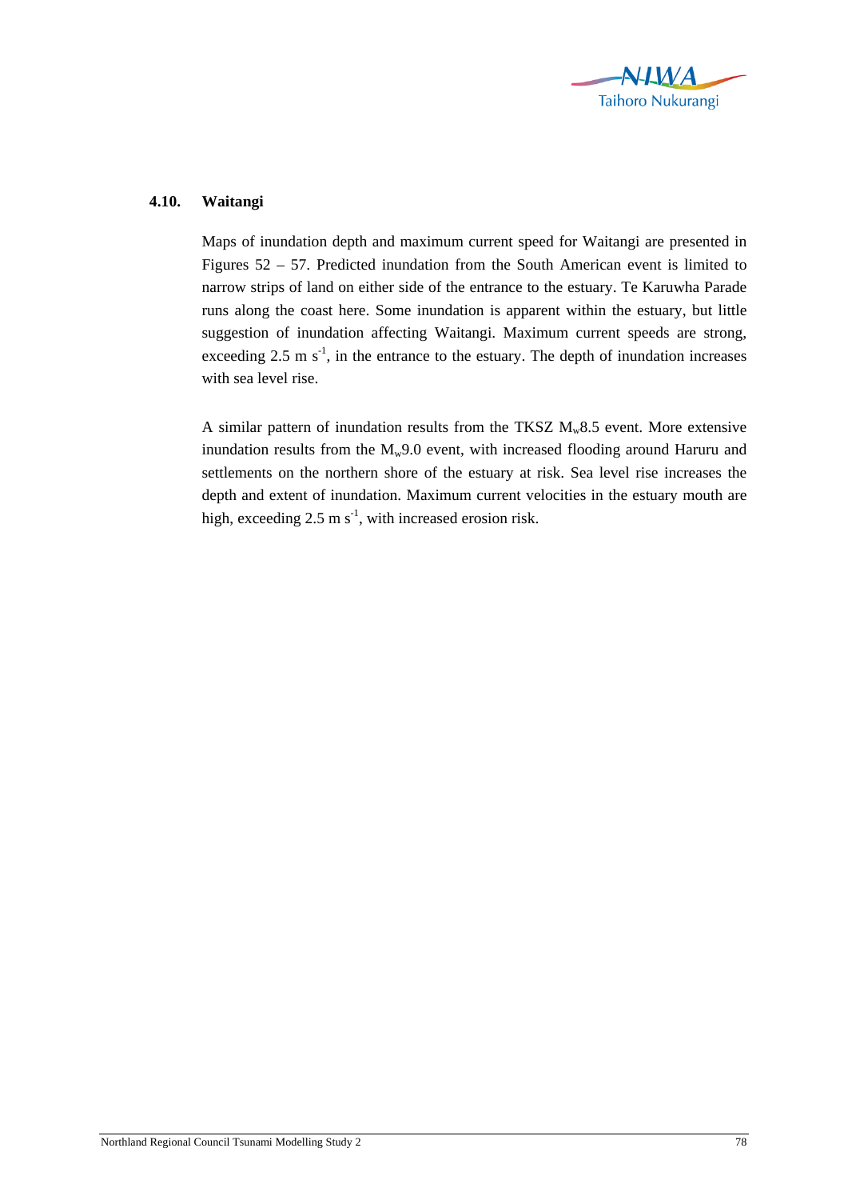## 4.10. Waitangi

Maps of inundation depth and maximum current speed for Waitangi are presented in Figures 52 – 57. Predicted inundation from the South American event is limited to narrow strips of land on either side of the entrance to the estuary. Te Karuwha Parade runs along the coast here. Some inundation is apparent within the estuary, but little suggestion of inundation affecting Waitangi. Maximum current speeds are strong, exceeding 2.5 m $s^{-1}$, in the entrance to the estuary. The depth of inundation increases with sea level rise.

A similar pattern of inundation results from the TKSZ $M_w$8.5 event. More extensive inundation results from the $M_w$9.0 event, with increased flooding around Haruru and settlements on the northern shore of the estuary at risk. Sea level rise increases the depth and extent of inundation. Maximum current velocities in the estuary mouth are high, exceeding 2.5 m $s^{-1}$, with increased erosion risk.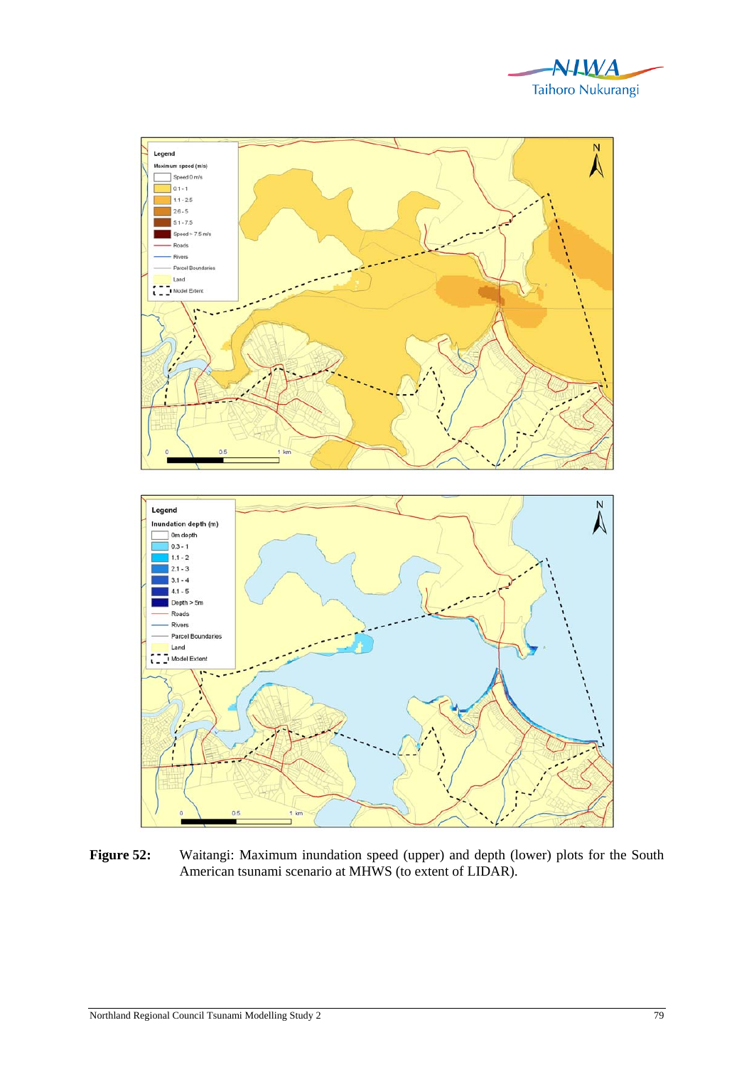**Figure 52:** Waitangi: Maximum inundation speed (upper) and depth (lower) plots for the South American tsunami scenario at MHWS (to extent of LIDAR).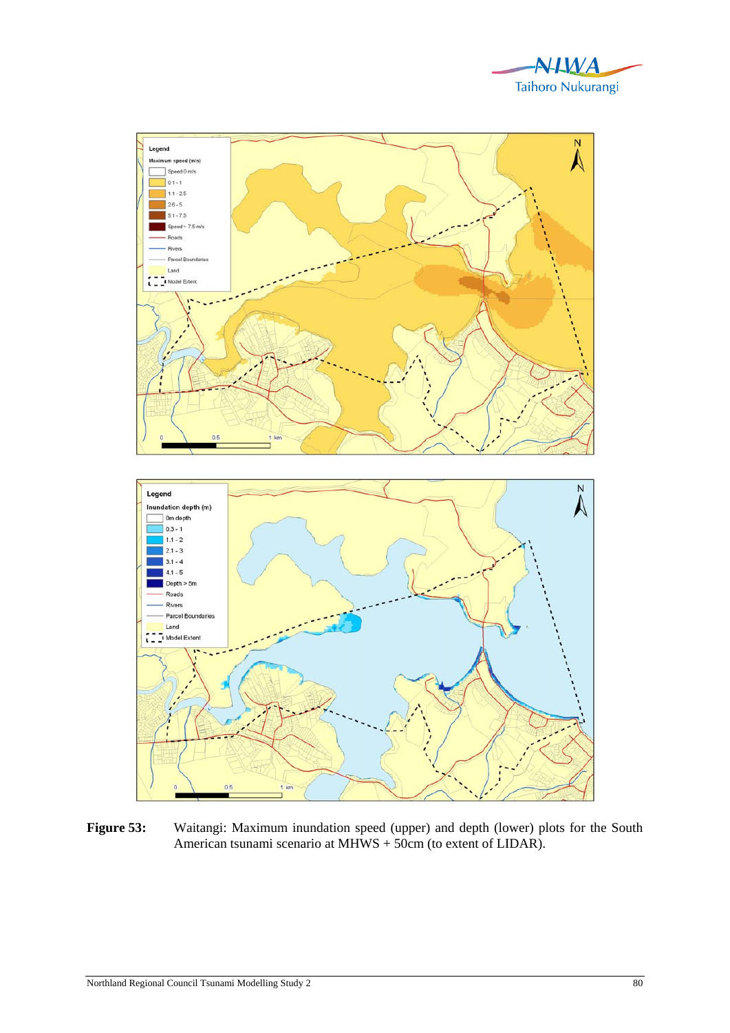Legend

Maximum speed (m/s)

Speed 0 m/s

0.1 - 1

1.1 - 2.5

2.6 - 5

5.1 - 7.5

Speed > 7.5 m/s

Roads

Rivers

Parcel Boundaries

Land

Model Extent

N

0 0.5 1 km

Legend

Inundation depth (m)

0m depth

0.3 - 1

1.1 - 2

2.1 - 3

3.1 - 4

4.1 - 5

Depth > 5m

Roads

Rivers

Parcel Boundaries

Land

Model Extent

N

0 0.5 1 km

**Figure 53:** Waitangi: Maximum inundation speed (upper) and depth (lower) plots for the South American tsunami scenario at MHWS + 50cm (to extent of LIDAR).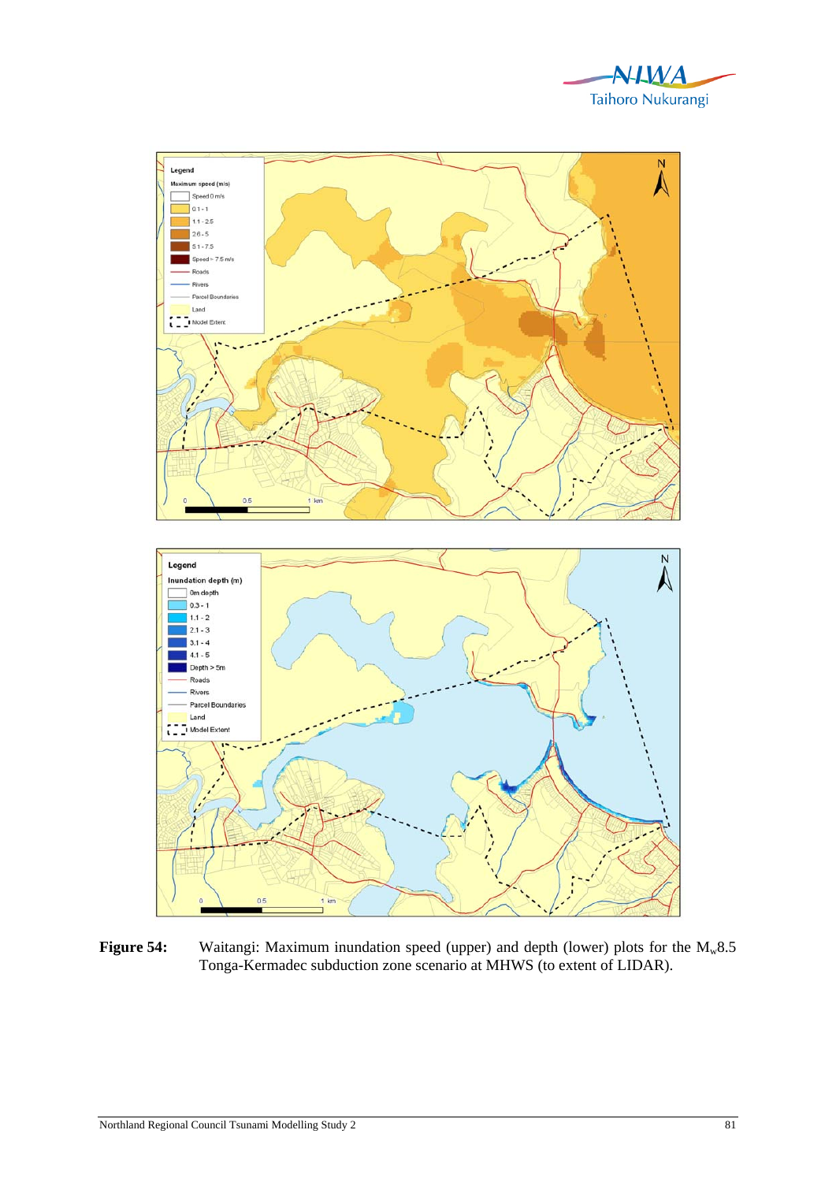Legend

Maximum speed (m/s)

Speed 0 m/s

0.1 - 1

1.1 - 2.5

2.6 - 5

5.1 - 7.5

Speed > 7.5 m/s

Roads

Rivers

Parcel Boundaries

Land

Model Extent

N

0 0.5 1 km

Legend

Inundation depth (m)

0m depth

0.3 - 1

1.1 - 2

2.1 - 3

3.1 - 4

4.1 - 5

Depth > 5m

Roads

Rivers

Parcel Boundaries

Land

Model Extent

N

0 0.5 1 km

**Figure 54:** Waitangi: Maximum inundation speed (upper) and depth (lower) plots for the $M_w$8.5 Tonga-Kermadec subduction zone scenario at MHWS (to extent of LIDAR).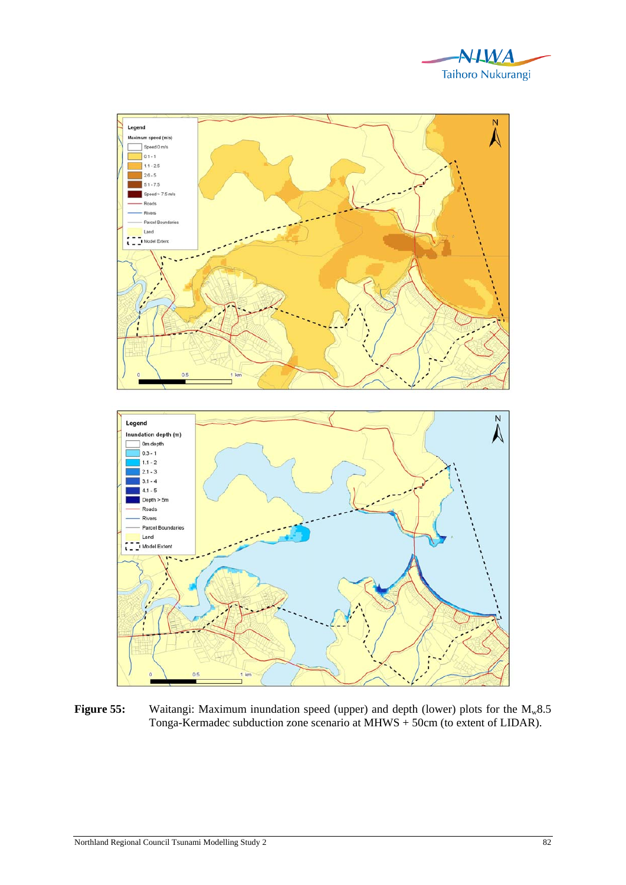Legend

Maximum speed (m/s)

Speed 0 m/s

0.1 - 1

1.1 - 2.5

2.6 - 5

5.1 - 7.5

Speed > 7.5 m/s

Roads

Rivers

Parcel Boundaries

Land

Model Extent

N

0 0.5 1 km

Legend

Inundation depth (m)

0m depth

0.3 - 1

1.1 - 2

2.1 - 3

3.1 - 4

4.1 - 5

Depth > 5m

Roads

Rivers

Parcel Boundaries

Land

Model Extent

N

0 0.5 1 km

**Figure 55:** Waitangi: Maximum inundation speed (upper) and depth (lower) plots for the $M_w$8.5 Tonga-Kermadec subduction zone scenario at MHWS + 50cm (to extent of LIDAR).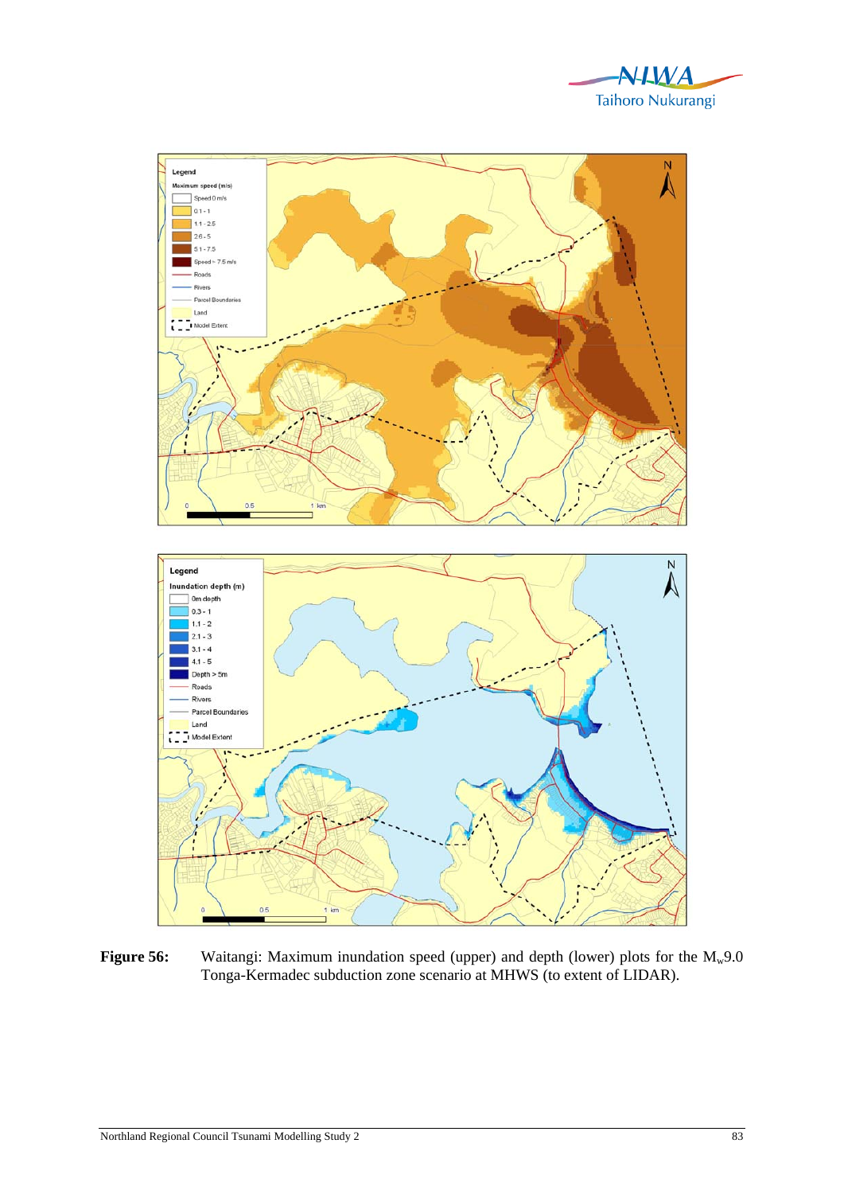Legend

Maximum speed (m/s)

Speed 0 m/s

0.1 - 1

1.1 - 2.5

2.6 - 5

5.1 - 7.5

Speed > 7.5 m/s

Roads

Rivers

Parcel Boundaries

Land

Model Extent

N

0 0.5 1 km

Legend

Inundation depth (m)

0m depth

0.3 - 1

1.1 - 2

2.1 - 3

3.1 - 4

4.1 - 5

Depth > 5m

Roads

Rivers

Parcel Boundaries

Land

Model Extent

N

0 0.5 1 km

**Figure 56:** Waitangi: Maximum inundation speed (upper) and depth (lower) plots for the $M_w$9.0 Tonga-Kermadec subduction zone scenario at MHWS (to extent of LIDAR).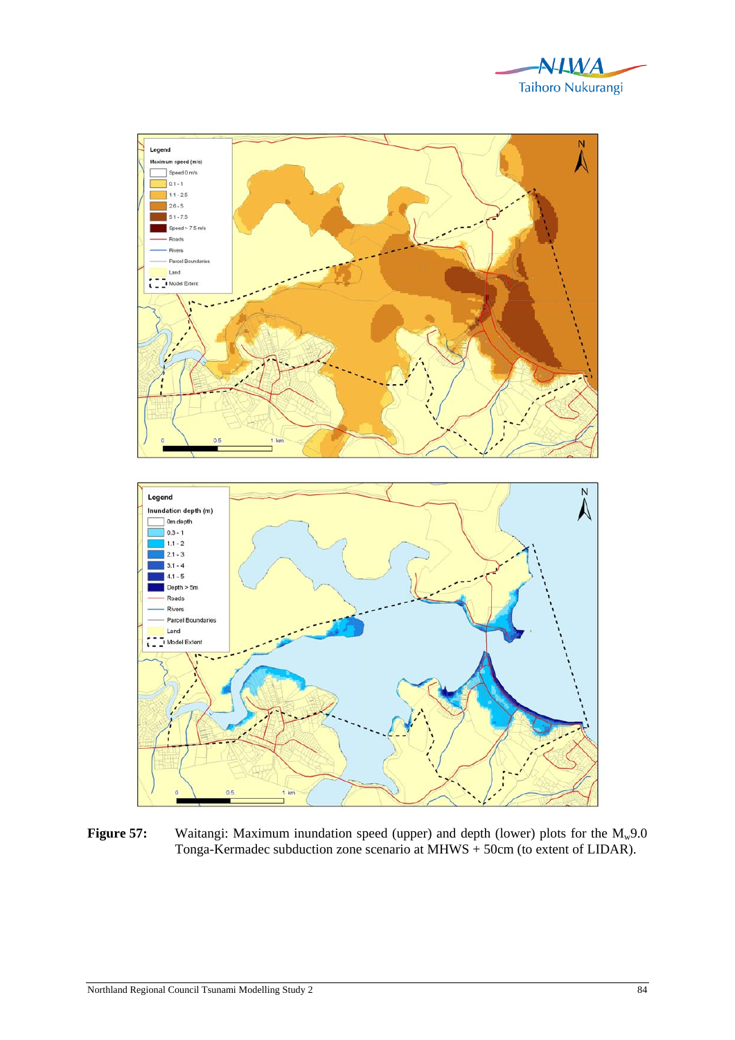Legend

Maximum speed (m/s)

Speed 0 m/s

0.1 - 1

1.1 - 2.5

2.6 - 5

5.1 - 7.5

Speed > 7.5 m/s

Roads

Rivers

Parcel Boundaries

Land

Model Extent

N

0 0.5 1 km

Legend

Inundation depth (m)

0m depth

0.3 - 1

1.1 - 2

2.1 - 3

3.1 - 4

4.1 - 5

Depth > 5m

Roads

Rivers

Parcel Boundaries

Land

Model Extent

N

0 0.5 1 km

**Figure 57:** Waitangi: Maximum inundation speed (upper) and depth (lower) plots for the $M_w$9.0 Tonga-Kermadec subduction zone scenario at MHWS + 50cm (to extent of LIDAR).